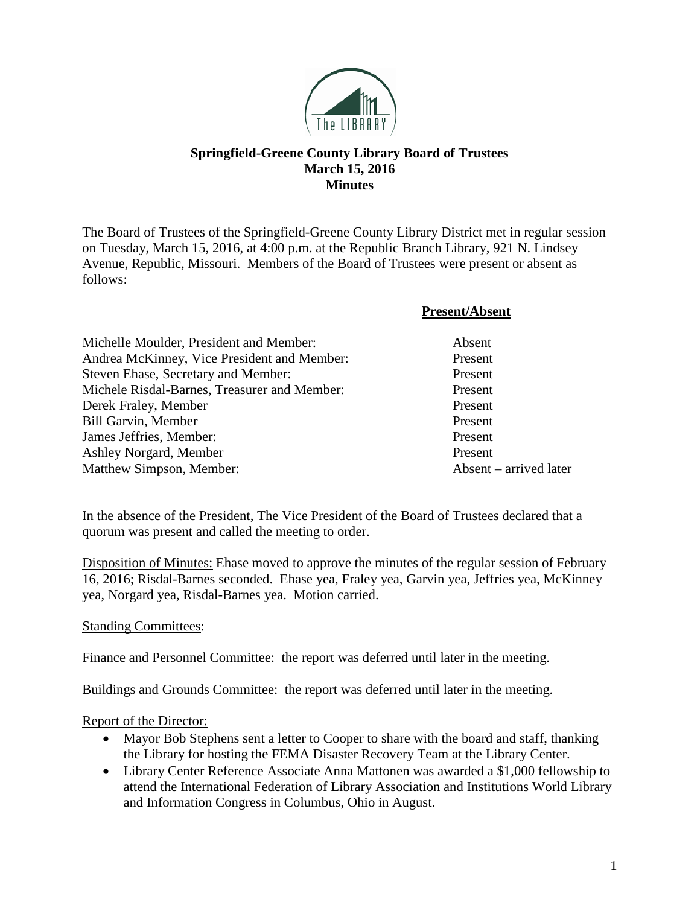# Springfield-Greene County Library Board of Trustees
## March 15, 2016
## Minutes

The Board of Trustees of the Springfield-Greene County Library District met in regular session on Tuesday, March 15, 2016, at 4:00 p.m. at the Republic Branch Library, 921 N. Lindsey Avenue, Republic, Missouri. Members of the Board of Trustees were present or absent as follows:

| | **Present/Absent** |
|---|---|
| Michelle Moulder, President and Member: | Absent |
| Andrea McKinney, Vice President and Member: | Present |
| Steven Ehase, Secretary and Member: | Present |
| Michele Risdal-Barnes, Treasurer and Member: | Present |
| Derek Fraley, Member | Present |
| Bill Garvin, Member | Present |
| James Jeffries, Member: | Present |
| Ashley Norgard, Member | Present |
| Matthew Simpson, Member: | Absent – arrived later |

In the absence of the President, The Vice President of the Board of Trustees declared that a quorum was present and called the meeting to order.

Disposition of Minutes: Ehase moved to approve the minutes of the regular session of February 16, 2016; Risdal-Barnes seconded. Ehase yea, Fraley yea, Garvin yea, Jeffries yea, McKinney yea, Norgard yea, Risdal-Barnes yea. Motion carried.

Standing Committees:

Finance and Personnel Committee: the report was deferred until later in the meeting.

Buildings and Grounds Committee: the report was deferred until later in the meeting.

Report of the Director:

- Mayor Bob Stephens sent a letter to Cooper to share with the board and staff, thanking the Library for hosting the FEMA Disaster Recovery Team at the Library Center.
- Library Center Reference Associate Anna Mattonen was awarded a $1,000 fellowship to attend the International Federation of Library Association and Institutions World Library and Information Congress in Columbus, Ohio in August.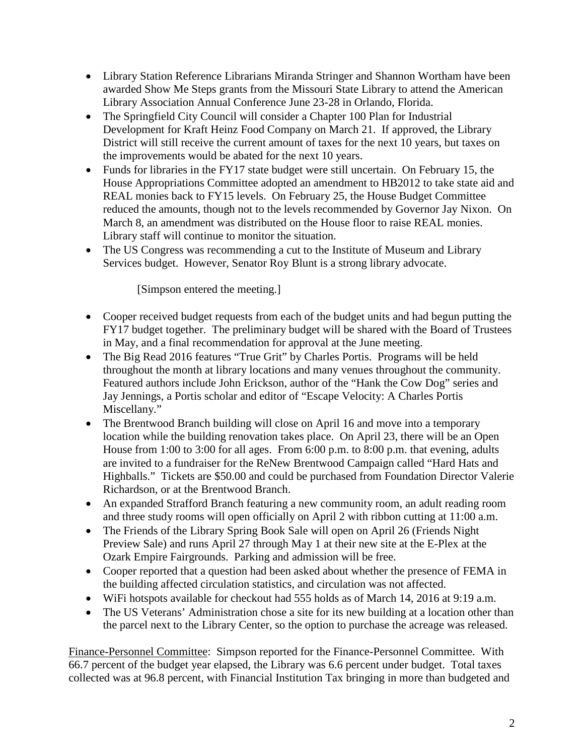- Library Station Reference Librarians Miranda Stringer and Shannon Wortham have been awarded Show Me Steps grants from the Missouri State Library to attend the American Library Association Annual Conference June 23-28 in Orlando, Florida.
- The Springfield City Council will consider a Chapter 100 Plan for Industrial Development for Kraft Heinz Food Company on March 21. If approved, the Library District will still receive the current amount of taxes for the next 10 years, but taxes on the improvements would be abated for the next 10 years.
- Funds for libraries in the FY17 state budget were still uncertain. On February 15, the House Appropriations Committee adopted an amendment to HB2012 to take state aid and REAL monies back to FY15 levels. On February 25, the House Budget Committee reduced the amounts, though not to the levels recommended by Governor Jay Nixon. On March 8, an amendment was distributed on the House floor to raise REAL monies. Library staff will continue to monitor the situation.
- The US Congress was recommending a cut to the Institute of Museum and Library Services budget. However, Senator Roy Blunt is a strong library advocate.

[Simpson entered the meeting.]

- Cooper received budget requests from each of the budget units and had begun putting the FY17 budget together. The preliminary budget will be shared with the Board of Trustees in May, and a final recommendation for approval at the June meeting.
- The Big Read 2016 features "True Grit" by Charles Portis. Programs will be held throughout the month at library locations and many venues throughout the community. Featured authors include John Erickson, author of the "Hank the Cow Dog" series and Jay Jennings, a Portis scholar and editor of "Escape Velocity: A Charles Portis Miscellany."
- The Brentwood Branch building will close on April 16 and move into a temporary location while the building renovation takes place. On April 23, there will be an Open House from 1:00 to 3:00 for all ages. From 6:00 p.m. to 8:00 p.m. that evening, adults are invited to a fundraiser for the ReNew Brentwood Campaign called "Hard Hats and Highballs." Tickets are $50.00 and could be purchased from Foundation Director Valerie Richardson, or at the Brentwood Branch.
- An expanded Strafford Branch featuring a new community room, an adult reading room and three study rooms will open officially on April 2 with ribbon cutting at 11:00 a.m.
- The Friends of the Library Spring Book Sale will open on April 26 (Friends Night Preview Sale) and runs April 27 through May 1 at their new site at the E-Plex at the Ozark Empire Fairgrounds. Parking and admission will be free.
- Cooper reported that a question had been asked about whether the presence of FEMA in the building affected circulation statistics, and circulation was not affected.
- WiFi hotspots available for checkout had 555 holds as of March 14, 2016 at 9:19 a.m.
- The US Veterans' Administration chose a site for its new building at a location other than the parcel next to the Library Center, so the option to purchase the acreage was released.

<u>Finance-Personnel Committee</u>: Simpson reported for the Finance-Personnel Committee. With 66.7 percent of the budget year elapsed, the Library was 6.6 percent under budget. Total taxes collected was at 96.8 percent, with Financial Institution Tax bringing in more than budgeted and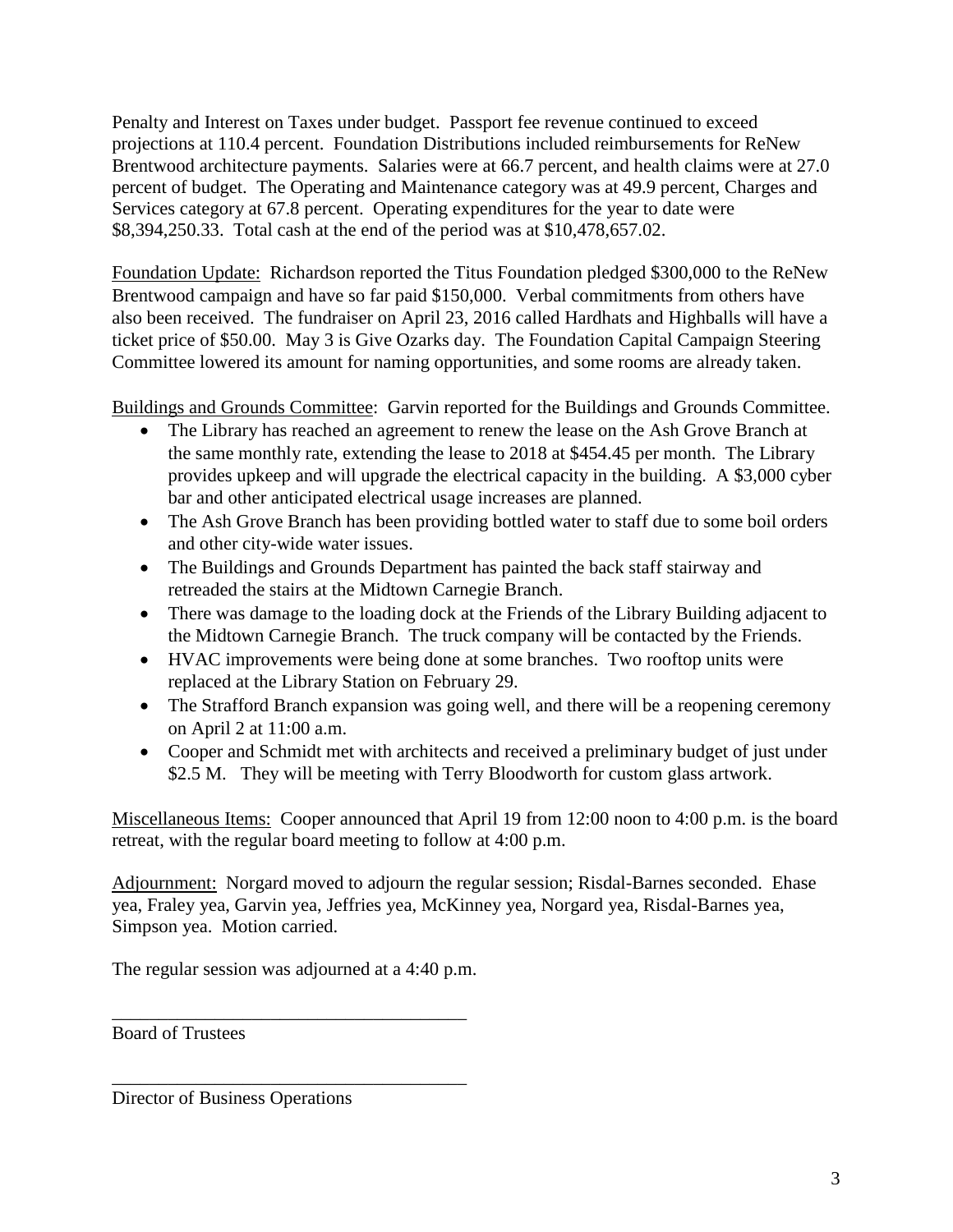Penalty and Interest on Taxes under budget. Passport fee revenue continued to exceed projections at 110.4 percent. Foundation Distributions included reimbursements for ReNew Brentwood architecture payments. Salaries were at 66.7 percent, and health claims were at 27.0 percent of budget. The Operating and Maintenance category was at 49.9 percent, Charges and Services category at 67.8 percent. Operating expenditures for the year to date were $8,394,250.33. Total cash at the end of the period was at $10,478,657.02.

Foundation Update: Richardson reported the Titus Foundation pledged $300,000 to the ReNew Brentwood campaign and have so far paid $150,000. Verbal commitments from others have also been received. The fundraiser on April 23, 2016 called Hardhats and Highballs will have a ticket price of $50.00. May 3 is Give Ozarks day. The Foundation Capital Campaign Steering Committee lowered its amount for naming opportunities, and some rooms are already taken.

Buildings and Grounds Committee: Garvin reported for the Buildings and Grounds Committee.

- The Library has reached an agreement to renew the lease on the Ash Grove Branch at the same monthly rate, extending the lease to 2018 at $454.45 per month. The Library provides upkeep and will upgrade the electrical capacity in the building. A $3,000 cyber bar and other anticipated electrical usage increases are planned.
- The Ash Grove Branch has been providing bottled water to staff due to some boil orders and other city-wide water issues.
- The Buildings and Grounds Department has painted the back staff stairway and retreaded the stairs at the Midtown Carnegie Branch.
- There was damage to the loading dock at the Friends of the Library Building adjacent to the Midtown Carnegie Branch. The truck company will be contacted by the Friends.
- HVAC improvements were being done at some branches. Two rooftop units were replaced at the Library Station on February 29.
- The Strafford Branch expansion was going well, and there will be a reopening ceremony on April 2 at 11:00 a.m.
- Cooper and Schmidt met with architects and received a preliminary budget of just under $2.5 M. They will be meeting with Terry Bloodworth for custom glass artwork.

Miscellaneous Items: Cooper announced that April 19 from 12:00 noon to 4:00 p.m. is the board retreat, with the regular board meeting to follow at 4:00 p.m.

Adjournment: Norgard moved to adjourn the regular session; Risdal-Barnes seconded. Ehase yea, Fraley yea, Garvin yea, Jeffries yea, McKinney yea, Norgard yea, Risdal-Barnes yea, Simpson yea. Motion carried.

The regular session was adjourned at a 4:40 p.m.

\_\_\_\_\_\_\_\_\_\_\_\_\_\_\_\_\_\_\_\_\_\_\_\_\_\_\_\_\_\_\_\_\_\_\_\_\_\_\_

Board of Trustees

\_\_\_\_\_\_\_\_\_\_\_\_\_\_\_\_\_\_\_\_\_\_\_\_\_\_\_\_\_\_\_\_\_\_\_\_\_\_\_

Director of Business Operations